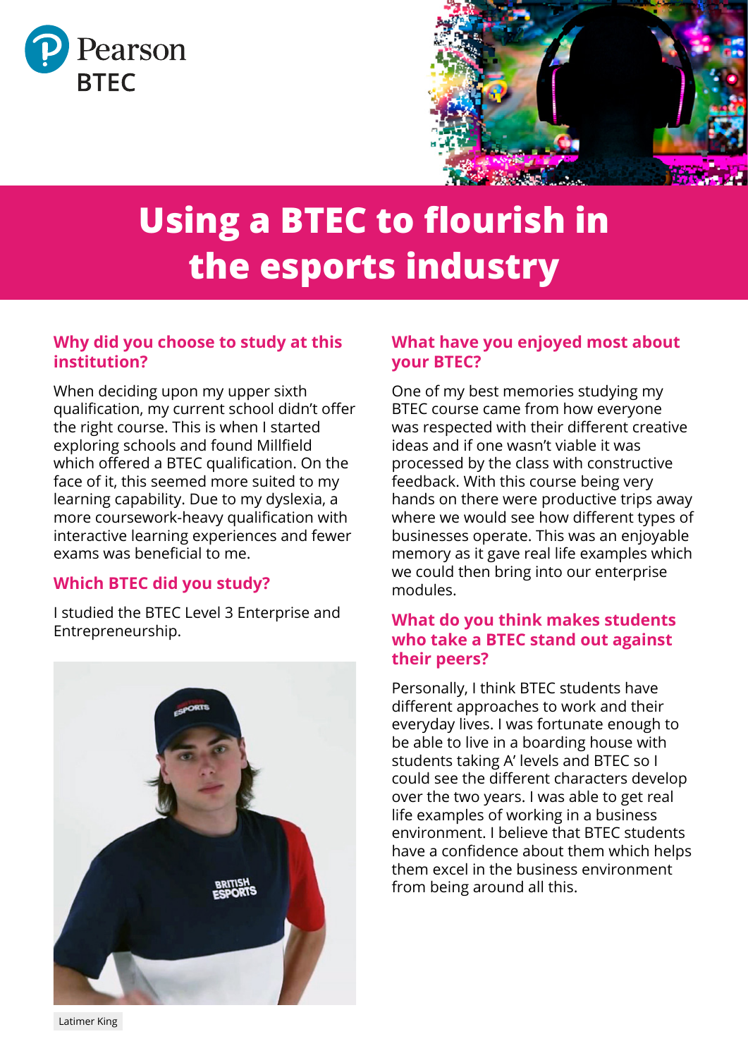Pearson

BTEC

# Using a BTEC to flourish in the esports industry

### Why did you choose to study at this institution?

When deciding upon my upper sixth qualification, my current school didn't offer the right course. This is when I started exploring schools and found Millfield which offered a BTEC qualification. On the face of it, this seemed more suited to my learning capability. Due to my dyslexia, a more coursework-heavy qualification with interactive learning experiences and fewer exams was beneficial to me.

### Which BTEC did you study?

I studied the BTEC Level 3 Enterprise and Entrepreneurship.

Latimer King

### What have you enjoyed most about your BTEC?

One of my best memories studying my BTEC course came from how everyone was respected with their different creative ideas and if one wasn't viable it was processed by the class with constructive feedback. With this course being very hands on there were productive trips away where we would see how different types of businesses operate. This was an enjoyable memory as it gave real life examples which we could then bring into our enterprise modules.

### What do you think makes students who take a BTEC stand out against their peers?

Personally, I think BTEC students have different approaches to work and their everyday lives. I was fortunate enough to be able to live in a boarding house with students taking A' levels and BTEC so I could see the different characters develop over the two years. I was able to get real life examples of working in a business environment. I believe that BTEC students have a confidence about them which helps them excel in the business environment from being around all this.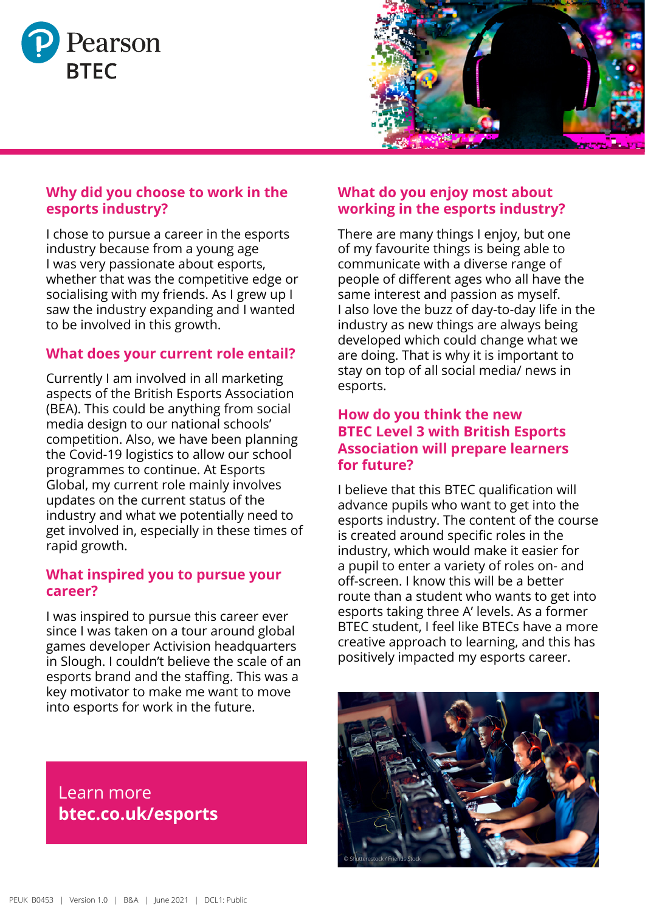Pearson
BTEC

## Why did you choose to work in the esports industry?

I chose to pursue a career in the esports industry because from a young age I was very passionate about esports, whether that was the competitive edge or socialising with my friends. As I grew up I saw the industry expanding and I wanted to be involved in this growth.

## What does your current role entail?

Currently I am involved in all marketing aspects of the British Esports Association (BEA). This could be anything from social media design to our national schools' competition. Also, we have been planning the Covid-19 logistics to allow our school programmes to continue. At Esports Global, my current role mainly involves updates on the current status of the industry and what we potentially need to get involved in, especially in these times of rapid growth.

## What inspired you to pursue your career?

I was inspired to pursue this career ever since I was taken on a tour around global games developer Activision headquarters in Slough. I couldn't believe the scale of an esports brand and the staffing. This was a key motivator to make me want to move into esports for work in the future.

Learn more
**btec.co.uk/esports**

## What do you enjoy most about working in the esports industry?

There are many things I enjoy, but one of my favourite things is being able to communicate with a diverse range of people of different ages who all have the same interest and passion as myself. I also love the buzz of day-to-day life in the industry as new things are always being developed which could change what we are doing. That is why it is important to stay on top of all social media/ news in esports.

## How do you think the new BTEC Level 3 with British Esports Association will prepare learners for future?

I believe that this BTEC qualification will advance pupils who want to get into the esports industry. The content of the course is created around specific roles in the industry, which would make it easier for a pupil to enter a variety of roles on- and off-screen. I know this will be a better route than a student who wants to get into esports taking three A' levels. As a former BTEC student, I feel like BTECs have a more creative approach to learning, and this has positively impacted my esports career.

© Shutterestock / Friends Stock

PEUK B0453 | Version 1.0 | B&A | June 2021 | DCL1: Public